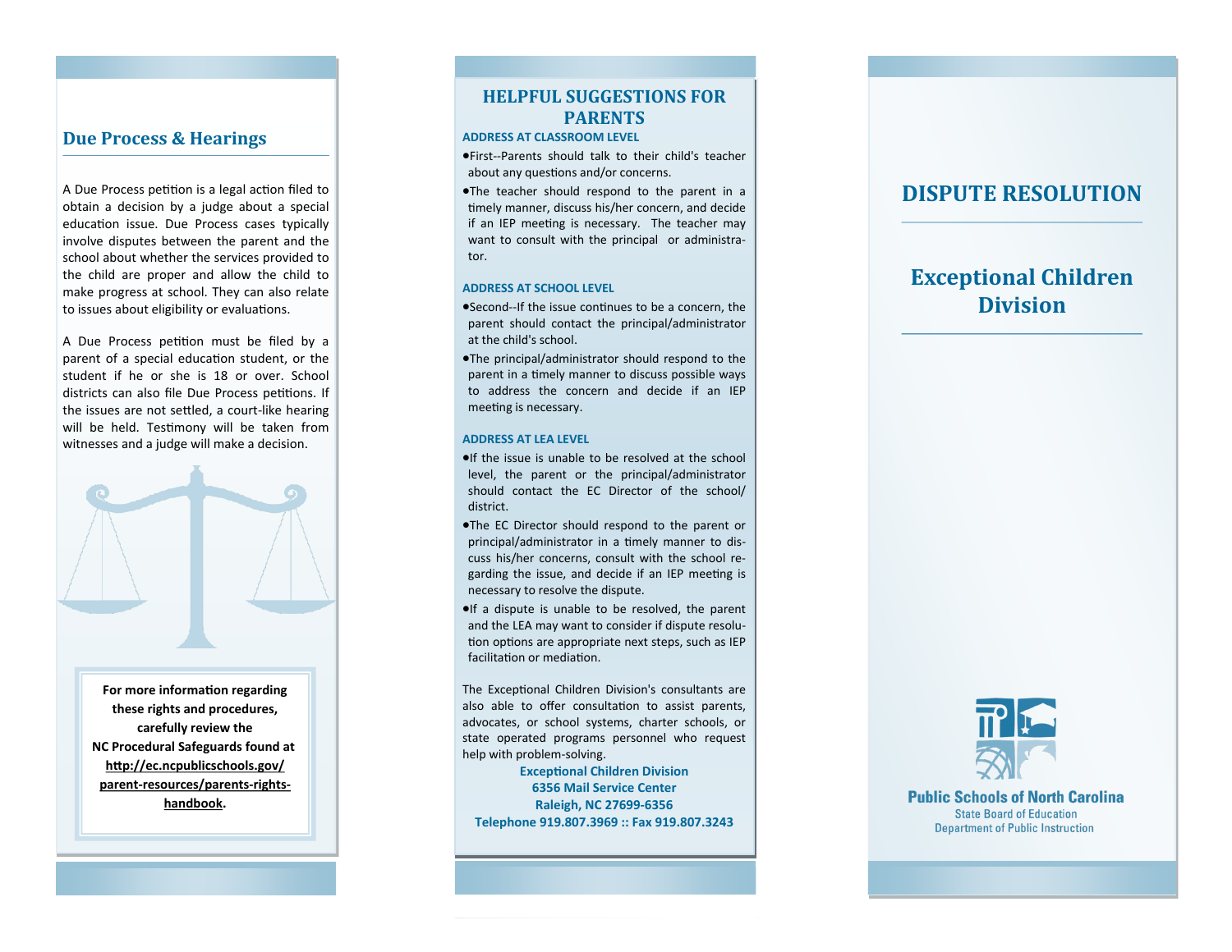## Due Process & Hearings

A Due Process petition is a legal action filed to obtain a decision by a judge about a special education issue. Due Process cases typically involve disputes between the parent and the school about whether the services provided to the child are proper and allow the child to make progress at school. They can also relate to issues about eligibility or evaluations.

A Due Process petition must be filed by a parent of a special education student, or the student if he or she is 18 or over. School districts can also file Due Process petitions. If the issues are not settled, a court-like hearing will be held. Testimony will be taken from witnesses and a judge will make a decision.

**For more information regarding these rights and procedures, carefully review the NC Procedural Safeguards found at http://ec.ncpublicschools.gov/parent-resources/parents-rights-handbook.**

## HELPFUL SUGGESTIONS FOR PARENTS

### ADDRESS AT CLASSROOM LEVEL

- First--Parents should talk to their child's teacher about any questions and/or concerns.
- The teacher should respond to the parent in a timely manner, discuss his/her concern, and decide if an IEP meeting is necessary. The teacher may want to consult with the principal or administrator.

### ADDRESS AT SCHOOL LEVEL

- Second--If the issue continues to be a concern, the parent should contact the principal/administrator at the child's school.
- The principal/administrator should respond to the parent in a timely manner to discuss possible ways to address the concern and decide if an IEP meeting is necessary.

### ADDRESS AT LEA LEVEL

- If the issue is unable to be resolved at the school level, the parent or the principal/administrator should contact the EC Director of the school/district.
- The EC Director should respond to the parent or principal/administrator in a timely manner to discuss his/her concerns, consult with the school regarding the issue, and decide if an IEP meeting is necessary to resolve the dispute.
- If a dispute is unable to be resolved, the parent and the LEA may want to consider if dispute resolution options are appropriate next steps, such as IEP facilitation or mediation.

The Exceptional Children Division's consultants are also able to offer consultation to assist parents, advocates, or school systems, charter schools, or state operated programs personnel who request help with problem-solving.

**Exceptional Children Division**
**6356 Mail Service Center**
**Raleigh, NC 27699-6356**
**Telephone 919.807.3969 :: Fax 919.807.3243**

# DISPUTE RESOLUTION

## Exceptional Children Division

**Public Schools of North Carolina**
State Board of Education
Department of Public Instruction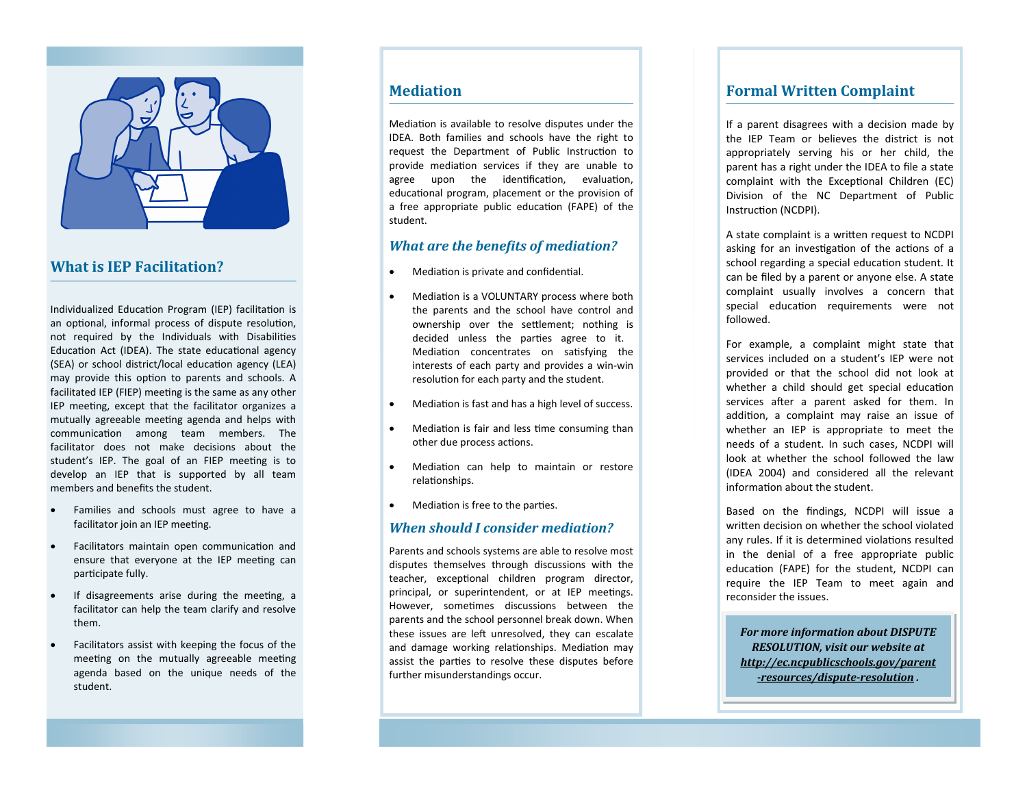## What is IEP Facilitation?

Individualized Education Program (IEP) facilitation is an optional, informal process of dispute resolution, not required by the Individuals with Disabilities Education Act (IDEA). The state educational agency (SEA) or school district/local education agency (LEA) may provide this option to parents and schools. A facilitated IEP (FIEP) meeting is the same as any other IEP meeting, except that the facilitator organizes a mutually agreeable meeting agenda and helps with communication among team members. The facilitator does not make decisions about the student's IEP. The goal of an FIEP meeting is to develop an IEP that is supported by all team members and benefits the student.

- Families and schools must agree to have a facilitator join an IEP meeting.
- Facilitators maintain open communication and ensure that everyone at the IEP meeting can participate fully.
- If disagreements arise during the meeting, a facilitator can help the team clarify and resolve them.
- Facilitators assist with keeping the focus of the meeting on the mutually agreeable meeting agenda based on the unique needs of the student.

## Mediation

Mediation is available to resolve disputes under the IDEA. Both families and schools have the right to request the Department of Public Instruction to provide mediation services if they are unable to agree upon the identification, evaluation, educational program, placement or the provision of a free appropriate public education (FAPE) of the student.

### *What are the benefits of mediation?*

- Mediation is private and confidential.
- Mediation is a VOLUNTARY process where both the parents and the school have control and ownership over the settlement; nothing is decided unless the parties agree to it. Mediation concentrates on satisfying the interests of each party and provides a win-win resolution for each party and the student.
- Mediation is fast and has a high level of success.
- Mediation is fair and less time consuming than other due process actions.
- Mediation can help to maintain or restore relationships.
- Mediation is free to the parties.

### *When should I consider mediation?*

Parents and schools systems are able to resolve most disputes themselves through discussions with the teacher, exceptional children program director, principal, or superintendent, or at IEP meetings. However, sometimes discussions between the parents and the school personnel break down. When these issues are left unresolved, they can escalate and damage working relationships. Mediation may assist the parties to resolve these disputes before further misunderstandings occur.

## Formal Written Complaint

If a parent disagrees with a decision made by the IEP Team or believes the district is not appropriately serving his or her child, the parent has a right under the IDEA to file a state complaint with the Exceptional Children (EC) Division of the NC Department of Public Instruction (NCDPI).

A state complaint is a written request to NCDPI asking for an investigation of the actions of a school regarding a special education student. It can be filed by a parent or anyone else. A state complaint usually involves a concern that special education requirements were not followed.

For example, a complaint might state that services included on a student's IEP were not provided or that the school did not look at whether a child should get special education services after a parent asked for them. In addition, a complaint may raise an issue of whether an IEP is appropriate to meet the needs of a student. In such cases, NCDPI will look at whether the school followed the law (IDEA 2004) and considered all the relevant information about the student.

Based on the findings, NCDPI will issue a written decision on whether the school violated any rules. If it is determined violations resulted in the denial of a free appropriate public education (FAPE) for the student, NCDPI can require the IEP Team to meet again and reconsider the issues.

***For more information about DISPUTE RESOLUTION, visit our website at [http://ec.ncpublicschools.gov/parent-resources/dispute-resolution](http://ec.ncpublicschools.gov/parent-resources/dispute-resolution).***